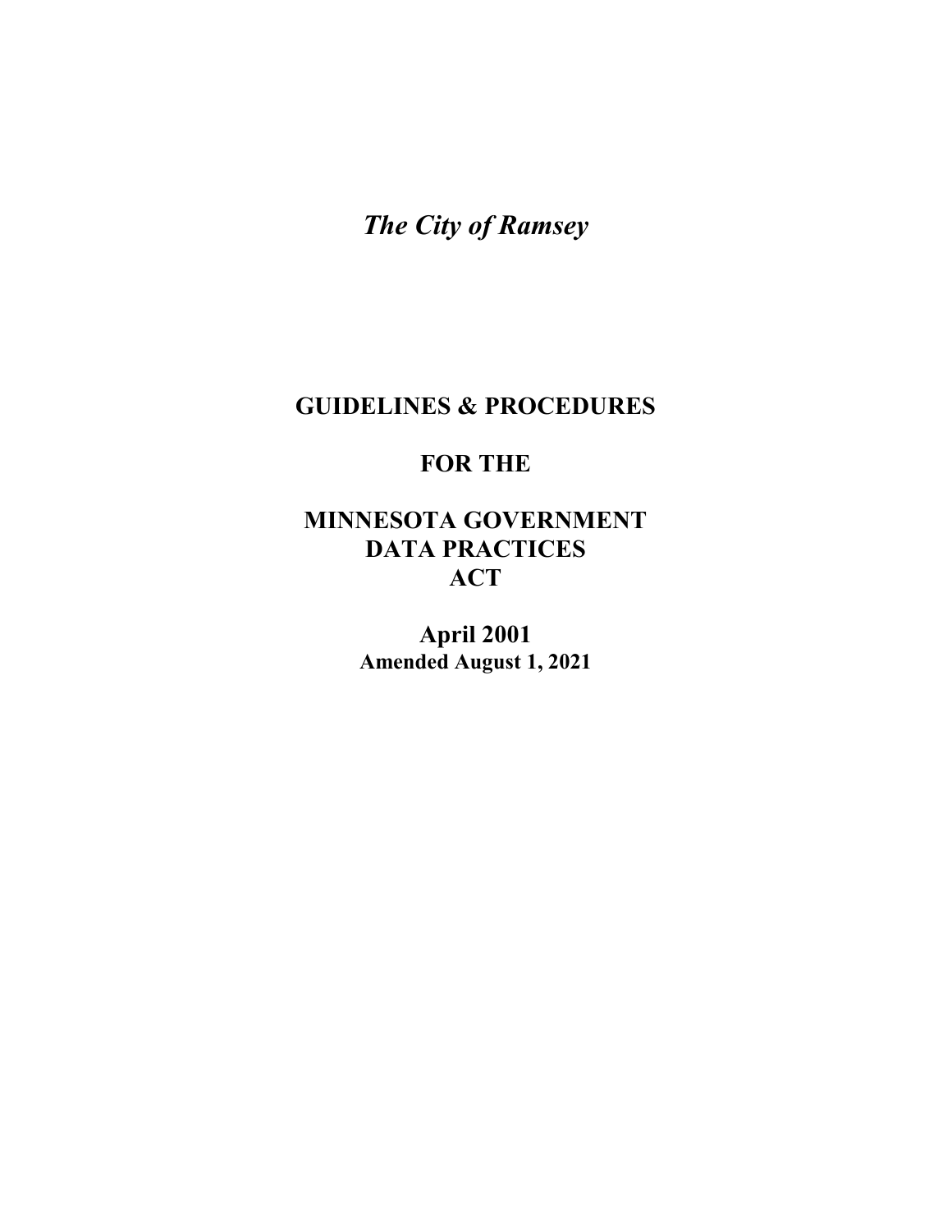*The City of Ramsey*

# GUIDELINES & PROCEDURES

# FOR THE

# MINNESOTA GOVERNMENT DATA PRACTICES ACT

**April 2001**

**Amended August 1, 2021**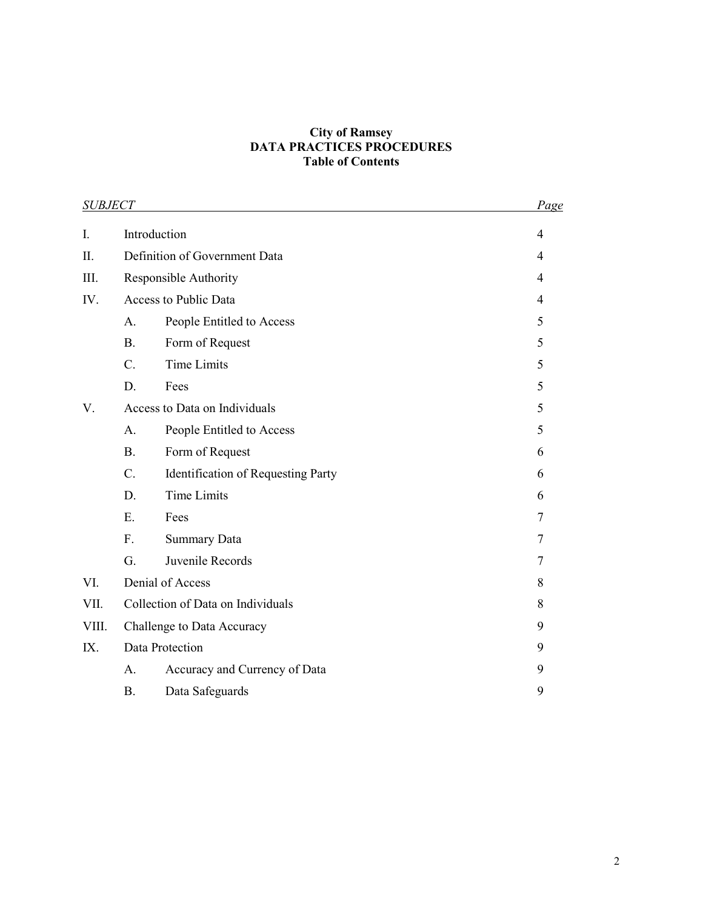**City of Ramsey**
**DATA PRACTICES PROCEDURES**
**Table of Contents**

| *SUBJECT* | | | *Page* |
|---|---|---|---|
| I. | Introduction | | 4 |
| II. | Definition of Government Data | | 4 |
| III. | Responsible Authority | | 4 |
| IV. | Access to Public Data | | 4 |
| | A. | People Entitled to Access | 5 |
| | B. | Form of Request | 5 |
| | C. | Time Limits | 5 |
| | D. | Fees | 5 |
| V. | Access to Data on Individuals | | 5 |
| | A. | People Entitled to Access | 5 |
| | B. | Form of Request | 6 |
| | C. | Identification of Requesting Party | 6 |
| | D. | Time Limits | 6 |
| | E. | Fees | 7 |
| | F. | Summary Data | 7 |
| | G. | Juvenile Records | 7 |
| VI. | Denial of Access | | 8 |
| VII. | Collection of Data on Individuals | | 8 |
| VIII. | Challenge to Data Accuracy | | 9 |
| IX. | Data Protection | | 9 |
| | A. | Accuracy and Currency of Data | 9 |
| | B. | Data Safeguards | 9 |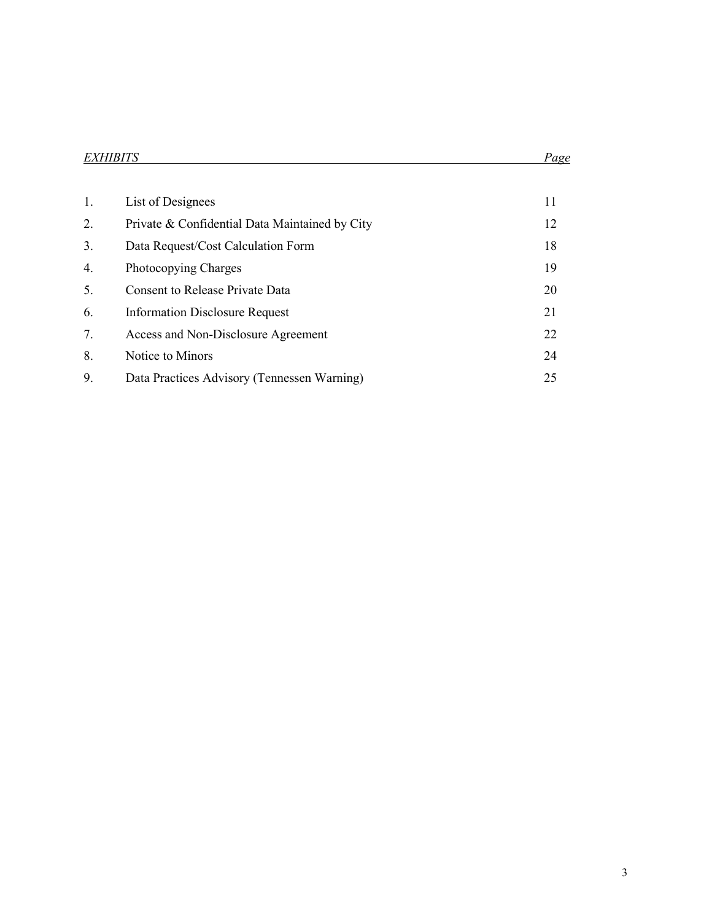| *EXHIBITS* | | *Page* |
| --- | --- | --- |
| 1. | List of Designees | 11 |
| 2. | Private & Confidential Data Maintained by City | 12 |
| 3. | Data Request/Cost Calculation Form | 18 |
| 4. | Photocopying Charges | 19 |
| 5. | Consent to Release Private Data | 20 |
| 6. | Information Disclosure Request | 21 |
| 7. | Access and Non-Disclosure Agreement | 22 |
| 8. | Notice to Minors | 24 |
| 9. | Data Practices Advisory (Tennessen Warning) | 25 |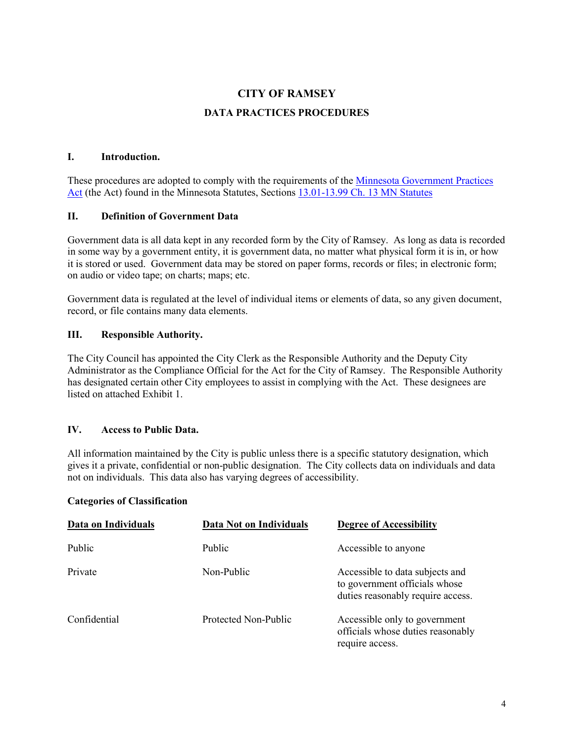# CITY OF RAMSEY

## DATA PRACTICES PROCEDURES

### I. Introduction.

These procedures are adopted to comply with the requirements of the [Minnesota Government Practices Act] (the Act) found in the Minnesota Statutes, Sections [13.01-13.99 Ch. 13 MN Statutes]

### II. Definition of Government Data

Government data is all data kept in any recorded form by the City of Ramsey. As long as data is recorded in some way by a government entity, it is government data, no matter what physical form it is in, or how it is stored or used. Government data may be stored on paper forms, records or files; in electronic form; on audio or video tape; on charts; maps; etc.

Government data is regulated at the level of individual items or elements of data, so any given document, record, or file contains many data elements.

### III. Responsible Authority.

The City Council has appointed the City Clerk as the Responsible Authority and the Deputy City Administrator as the Compliance Official for the Act for the City of Ramsey. The Responsible Authority has designated certain other City employees to assist in complying with the Act. These designees are listed on attached Exhibit 1.

### IV. Access to Public Data.

All information maintained by the City is public unless there is a specific statutory designation, which gives it a private, confidential or non-public designation. The City collects data on individuals and data not on individuals. This data also has varying degrees of accessibility.

**Categories of Classification**

| Data on Individuals | Data Not on Individuals | Degree of Accessibility |
|---|---|---|
| Public | Public | Accessible to anyone |
| Private | Non-Public | Accessible to data subjects and to government officials whose duties reasonably require access. |
| Confidential | Protected Non-Public | Accessible only to government officials whose duties reasonably require access. |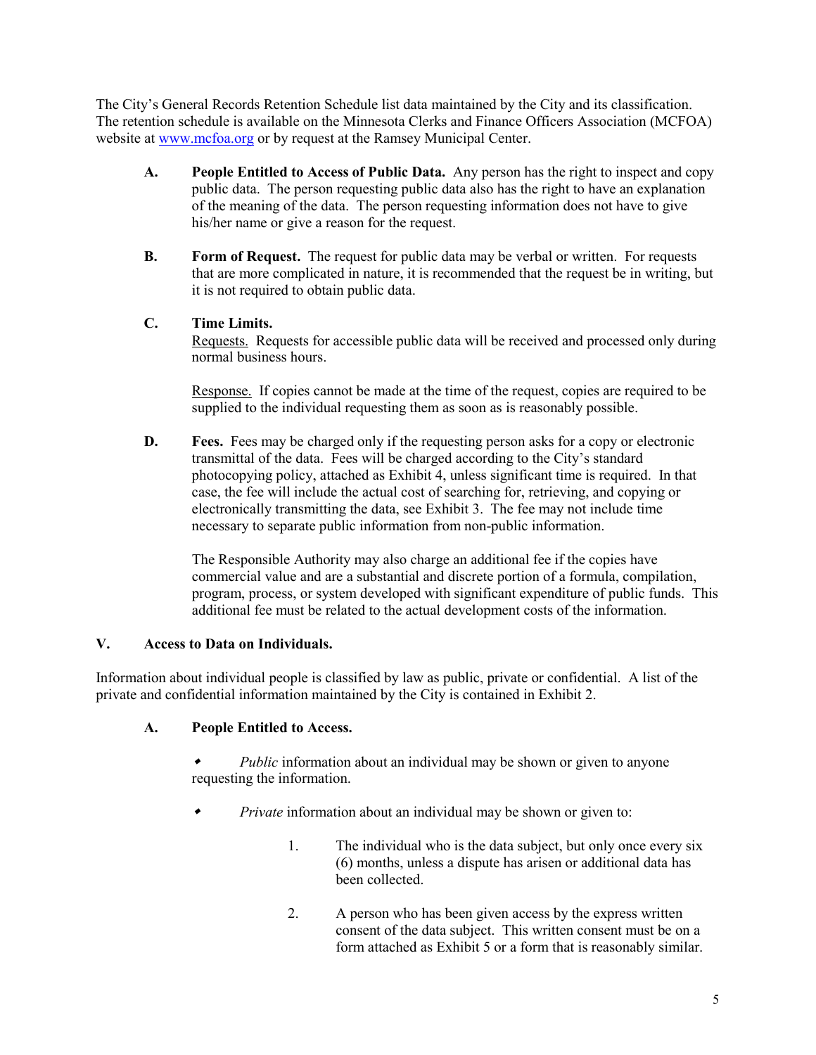The City's General Records Retention Schedule list data maintained by the City and its classification. The retention schedule is available on the Minnesota Clerks and Finance Officers Association (MCFOA) website at www.mcfoa.org or by request at the Ramsey Municipal Center.

**A. People Entitled to Access of Public Data.** Any person has the right to inspect and copy public data. The person requesting public data also has the right to have an explanation of the meaning of the data. The person requesting information does not have to give his/her name or give a reason for the request.

**B. Form of Request.** The request for public data may be verbal or written. For requests that are more complicated in nature, it is recommended that the request be in writing, but it is not required to obtain public data.

**C. Time Limits.**

Requests. Requests for accessible public data will be received and processed only during normal business hours.

Response. If copies cannot be made at the time of the request, copies are required to be supplied to the individual requesting them as soon as is reasonably possible.

**D. Fees.** Fees may be charged only if the requesting person asks for a copy or electronic transmittal of the data. Fees will be charged according to the City's standard photocopying policy, attached as Exhibit 4, unless significant time is required. In that case, the fee will include the actual cost of searching for, retrieving, and copying or electronically transmitting the data, see Exhibit 3. The fee may not include time necessary to separate public information from non-public information.

The Responsible Authority may also charge an additional fee if the copies have commercial value and are a substantial and discrete portion of a formula, compilation, program, process, or system developed with significant expenditure of public funds. This additional fee must be related to the actual development costs of the information.

## V. Access to Data on Individuals.

Information about individual people is classified by law as public, private or confidential. A list of the private and confidential information maintained by the City is contained in Exhibit 2.

**A. People Entitled to Access.**

- *Public* information about an individual may be shown or given to anyone requesting the information.

- *Private* information about an individual may be shown or given to:

  1. The individual who is the data subject, but only once every six (6) months, unless a dispute has arisen or additional data has been collected.

  2. A person who has been given access by the express written consent of the data subject. This written consent must be on a form attached as Exhibit 5 or a form that is reasonably similar.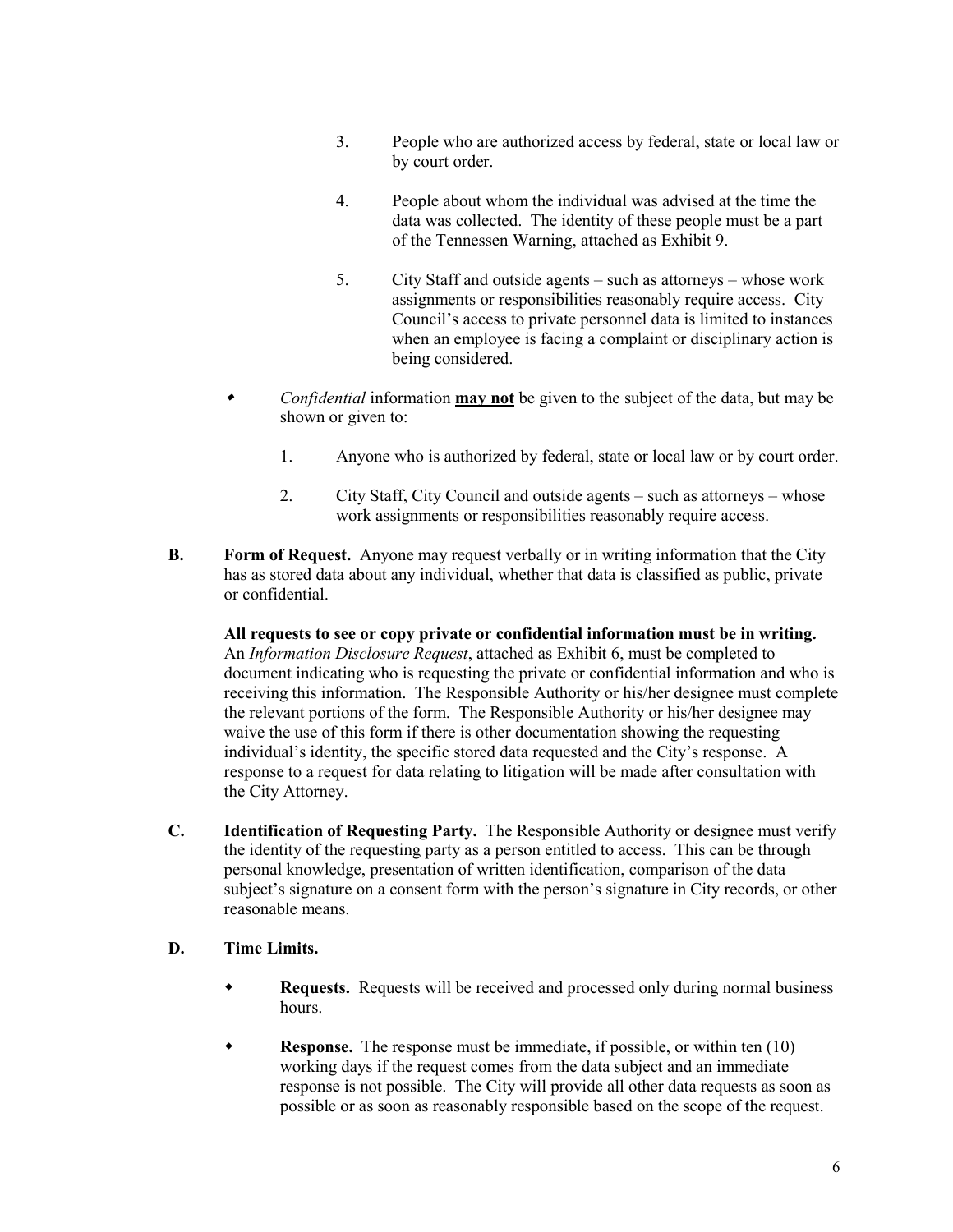3. People who are authorized access by federal, state or local law or by court order.

4. People about whom the individual was advised at the time the data was collected. The identity of these people must be a part of the Tennessen Warning, attached as Exhibit 9.

5. City Staff and outside agents – such as attorneys – whose work assignments or responsibilities reasonably require access. City Council's access to private personnel data is limited to instances when an employee is facing a complaint or disciplinary action is being considered.

- *Confidential* information **may not** be given to the subject of the data, but may be shown or given to:

    1. Anyone who is authorized by federal, state or local law or by court order.

    2. City Staff, City Council and outside agents – such as attorneys – whose work assignments or responsibilities reasonably require access.

**B. Form of Request.** Anyone may request verbally or in writing information that the City has as stored data about any individual, whether that data is classified as public, private or confidential.

**All requests to see or copy private or confidential information must be in writing.** An *Information Disclosure Request*, attached as Exhibit 6, must be completed to document indicating who is requesting the private or confidential information and who is receiving this information. The Responsible Authority or his/her designee must complete the relevant portions of the form. The Responsible Authority or his/her designee may waive the use of this form if there is other documentation showing the requesting individual's identity, the specific stored data requested and the City's response. A response to a request for data relating to litigation will be made after consultation with the City Attorney.

**C. Identification of Requesting Party.** The Responsible Authority or designee must verify the identity of the requesting party as a person entitled to access. This can be through personal knowledge, presentation of written identification, comparison of the data subject's signature on a consent form with the person's signature in City records, or other reasonable means.

**D. Time Limits.**

- **Requests.** Requests will be received and processed only during normal business hours.

- **Response.** The response must be immediate, if possible, or within ten (10) working days if the request comes from the data subject and an immediate response is not possible. The City will provide all other data requests as soon as possible or as soon as reasonably responsible based on the scope of the request.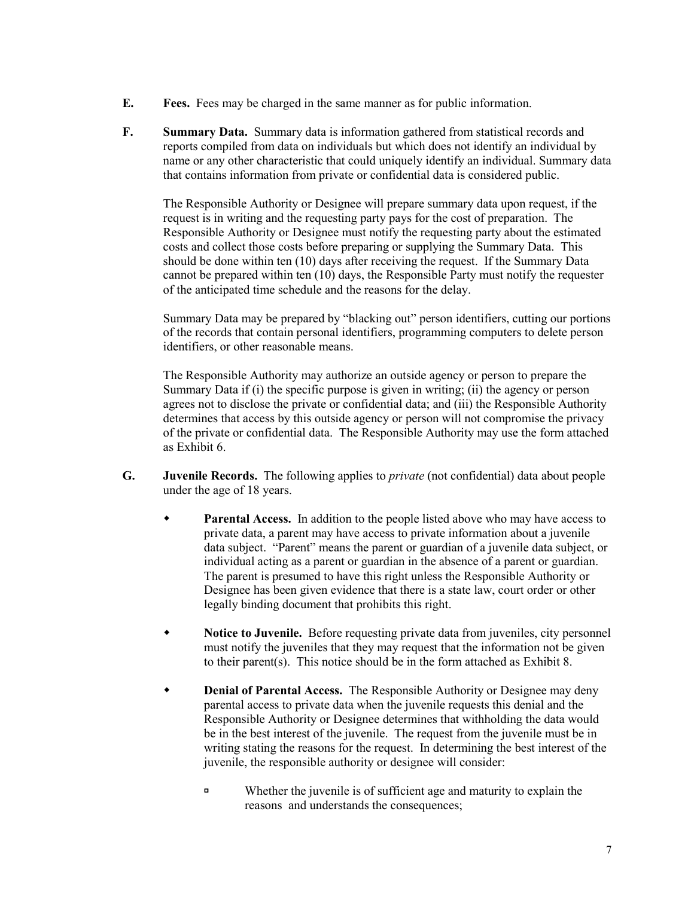**E.** **Fees.** Fees may be charged in the same manner as for public information.

**F.** **Summary Data.** Summary data is information gathered from statistical records and reports compiled from data on individuals but which does not identify an individual by name or any other characteristic that could uniquely identify an individual. Summary data that contains information from private or confidential data is considered public.

The Responsible Authority or Designee will prepare summary data upon request, if the request is in writing and the requesting party pays for the cost of preparation. The Responsible Authority or Designee must notify the requesting party about the estimated costs and collect those costs before preparing or supplying the Summary Data. This should be done within ten (10) days after receiving the request. If the Summary Data cannot be prepared within ten (10) days, the Responsible Party must notify the requester of the anticipated time schedule and the reasons for the delay.

Summary Data may be prepared by "blacking out" person identifiers, cutting our portions of the records that contain personal identifiers, programming computers to delete person identifiers, or other reasonable means.

The Responsible Authority may authorize an outside agency or person to prepare the Summary Data if (i) the specific purpose is given in writing; (ii) the agency or person agrees not to disclose the private or confidential data; and (iii) the Responsible Authority determines that access by this outside agency or person will not compromise the privacy of the private or confidential data. The Responsible Authority may use the form attached as Exhibit 6.

**G.** **Juvenile Records.** The following applies to *private* (not confidential) data about people under the age of 18 years.

- **Parental Access.** In addition to the people listed above who may have access to private data, a parent may have access to private information about a juvenile data subject. "Parent" means the parent or guardian of a juvenile data subject, or individual acting as a parent or guardian in the absence of a parent or guardian. The parent is presumed to have this right unless the Responsible Authority or Designee has been given evidence that there is a state law, court order or other legally binding document that prohibits this right.

- **Notice to Juvenile.** Before requesting private data from juveniles, city personnel must notify the juveniles that they may request that the information not be given to their parent(s). This notice should be in the form attached as Exhibit 8.

- **Denial of Parental Access.** The Responsible Authority or Designee may deny parental access to private data when the juvenile requests this denial and the Responsible Authority or Designee determines that withholding the data would be in the best interest of the juvenile. The request from the juvenile must be in writing stating the reasons for the request. In determining the best interest of the juvenile, the responsible authority or designee will consider:

    - Whether the juvenile is of sufficient age and maturity to explain the reasons and understands the consequences;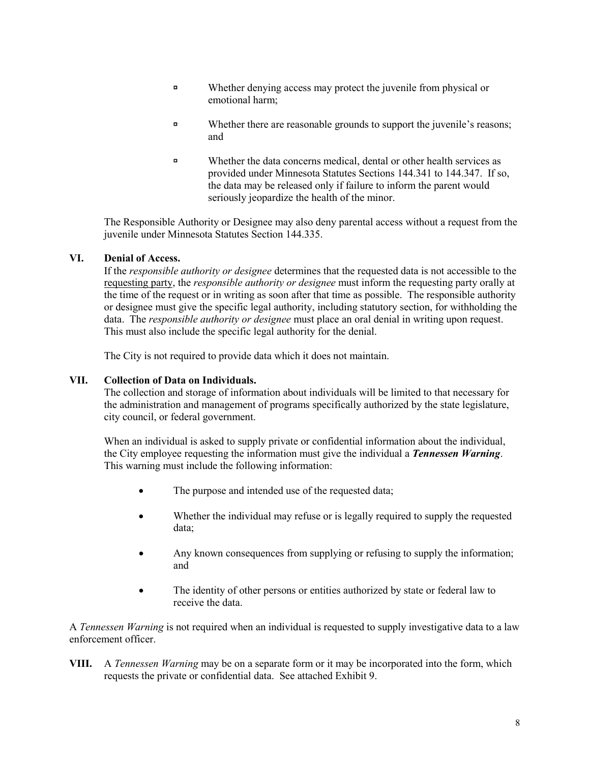- Whether denying access may protect the juvenile from physical or emotional harm;
- Whether there are reasonable grounds to support the juvenile's reasons; and
- Whether the data concerns medical, dental or other health services as provided under Minnesota Statutes Sections 144.341 to 144.347. If so, the data may be released only if failure to inform the parent would seriously jeopardize the health of the minor.

The Responsible Authority or Designee may also deny parental access without a request from the juvenile under Minnesota Statutes Section 144.335.

**VI. Denial of Access.**

If the *responsible authority or designee* determines that the requested data is not accessible to the requesting party, the *responsible authority or designee* must inform the requesting party orally at the time of the request or in writing as soon after that time as possible. The responsible authority or designee must give the specific legal authority, including statutory section, for withholding the data. The *responsible authority or designee* must place an oral denial in writing upon request. This must also include the specific legal authority for the denial.

The City is not required to provide data which it does not maintain.

**VII. Collection of Data on Individuals.**

The collection and storage of information about individuals will be limited to that necessary for the administration and management of programs specifically authorized by the state legislature, city council, or federal government.

When an individual is asked to supply private or confidential information about the individual, the City employee requesting the information must give the individual a ***Tennessen Warning***. This warning must include the following information:

- The purpose and intended use of the requested data;
- Whether the individual may refuse or is legally required to supply the requested data;
- Any known consequences from supplying or refusing to supply the information; and
- The identity of other persons or entities authorized by state or federal law to receive the data.

A *Tennessen Warning* is not required when an individual is requested to supply investigative data to a law enforcement officer.

**VIII.** A *Tennessen Warning* may be on a separate form or it may be incorporated into the form, which requests the private or confidential data. See attached Exhibit 9.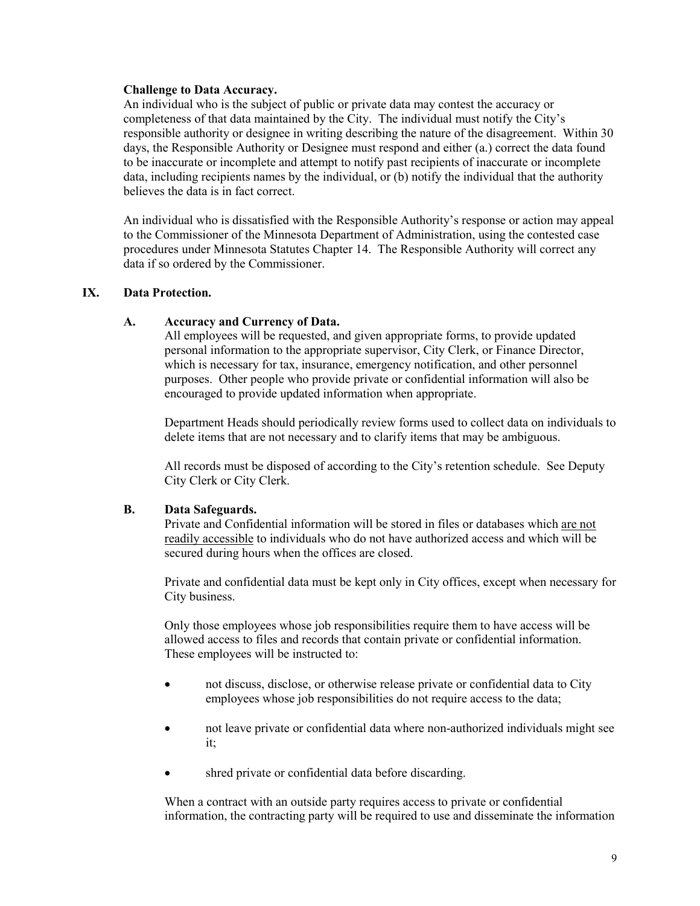**Challenge to Data Accuracy.**
An individual who is the subject of public or private data may contest the accuracy or completeness of that data maintained by the City. The individual must notify the City's responsible authority or designee in writing describing the nature of the disagreement. Within 30 days, the Responsible Authority or Designee must respond and either (a.) correct the data found to be inaccurate or incomplete and attempt to notify past recipients of inaccurate or incomplete data, including recipients names by the individual, or (b) notify the individual that the authority believes the data is in fact correct.

An individual who is dissatisfied with the Responsible Authority's response or action may appeal to the Commissioner of the Minnesota Department of Administration, using the contested case procedures under Minnesota Statutes Chapter 14. The Responsible Authority will correct any data if so ordered by the Commissioner.

## IX. Data Protection.

### A. Accuracy and Currency of Data.

All employees will be requested, and given appropriate forms, to provide updated personal information to the appropriate supervisor, City Clerk, or Finance Director, which is necessary for tax, insurance, emergency notification, and other personnel purposes. Other people who provide private or confidential information will also be encouraged to provide updated information when appropriate.

Department Heads should periodically review forms used to collect data on individuals to delete items that are not necessary and to clarify items that may be ambiguous.

All records must be disposed of according to the City's retention schedule. See Deputy City Clerk or City Clerk.

### B. Data Safeguards.

Private and Confidential information will be stored in files or databases which <u>are not readily accessible</u> to individuals who do not have authorized access and which will be secured during hours when the offices are closed.

Private and confidential data must be kept only in City offices, except when necessary for City business.

Only those employees whose job responsibilities require them to have access will be allowed access to files and records that contain private or confidential information. These employees will be instructed to:

- not discuss, disclose, or otherwise release private or confidential data to City employees whose job responsibilities do not require access to the data;
- not leave private or confidential data where non-authorized individuals might see it;
- shred private or confidential data before discarding.

When a contract with an outside party requires access to private or confidential information, the contracting party will be required to use and disseminate the information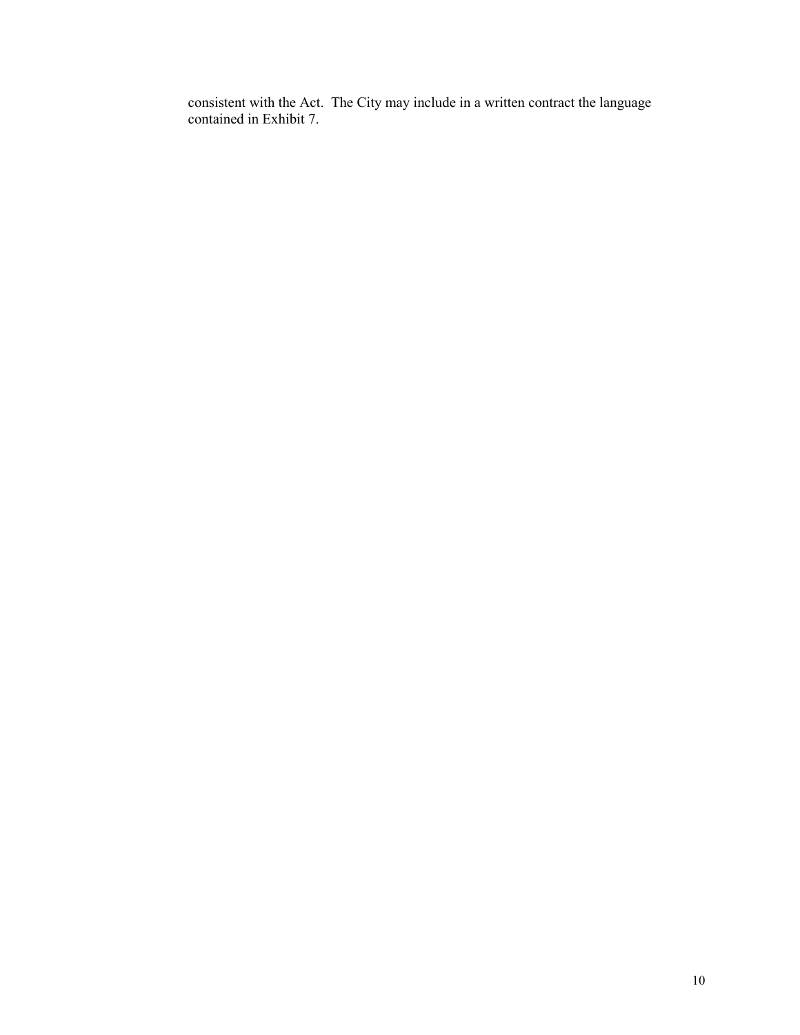consistent with the Act. The City may include in a written contract the language contained in Exhibit 7.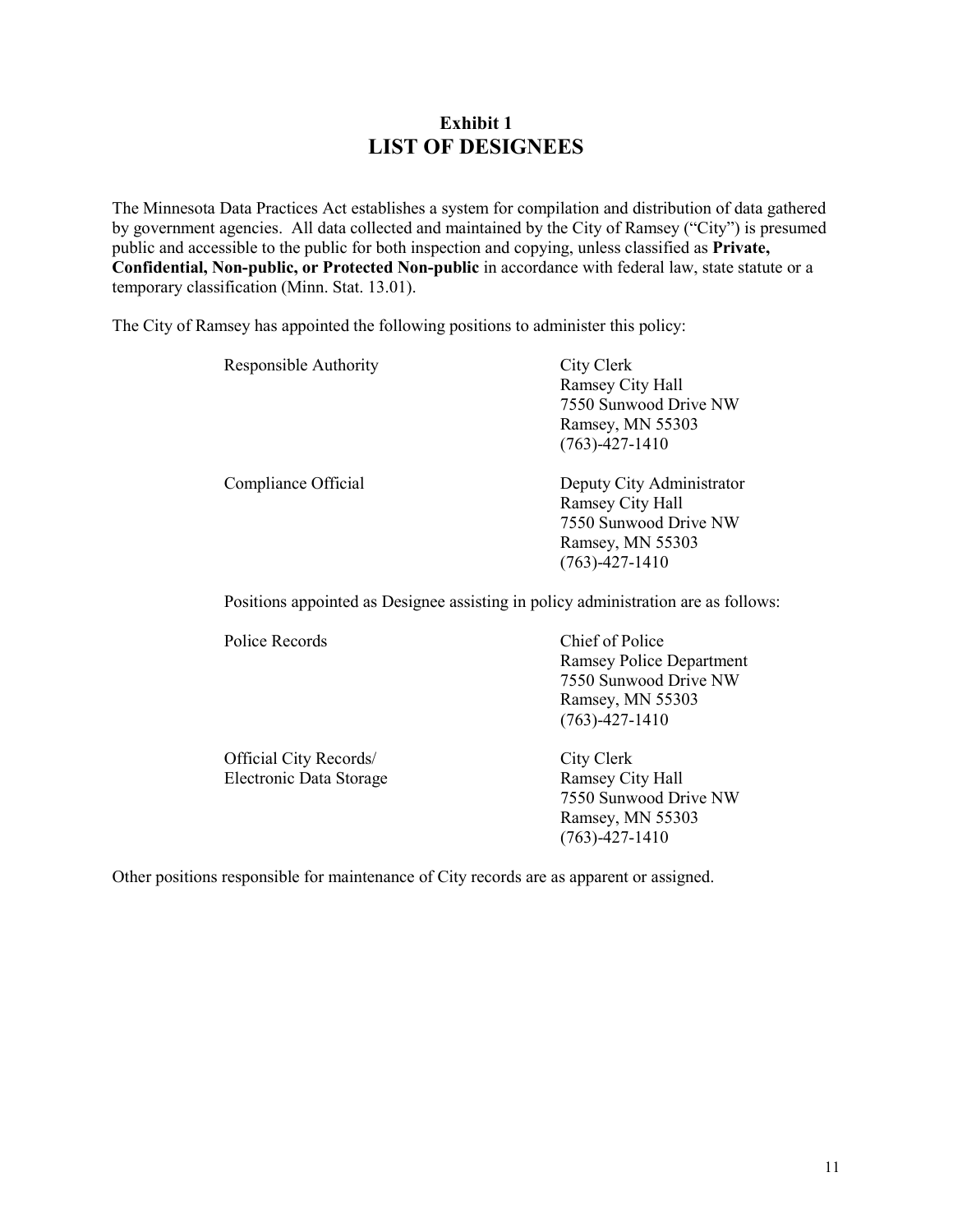# Exhibit 1
## LIST OF DESIGNEES

The Minnesota Data Practices Act establishes a system for compilation and distribution of data gathered by government agencies. All data collected and maintained by the City of Ramsey ("City") is presumed public and accessible to the public for both inspection and copying, unless classified as **Private, Confidential, Non-public, or Protected Non-public** in accordance with federal law, state statute or a temporary classification (Minn. Stat. 13.01).

The City of Ramsey has appointed the following positions to administer this policy:

| | |
|---|---|
| Responsible Authority | City Clerk<br>Ramsey City Hall<br>7550 Sunwood Drive NW<br>Ramsey, MN 55303<br>(763)-427-1410 |
| Compliance Official | Deputy City Administrator<br>Ramsey City Hall<br>7550 Sunwood Drive NW<br>Ramsey, MN 55303<br>(763)-427-1410 |

Positions appointed as Designee assisting in policy administration are as follows:

| | |
|---|---|
| Police Records | Chief of Police<br>Ramsey Police Department<br>7550 Sunwood Drive NW<br>Ramsey, MN 55303<br>(763)-427-1410 |
| Official City Records/<br>Electronic Data Storage | City Clerk<br>Ramsey City Hall<br>7550 Sunwood Drive NW<br>Ramsey, MN 55303<br>(763)-427-1410 |

Other positions responsible for maintenance of City records are as apparent or assigned.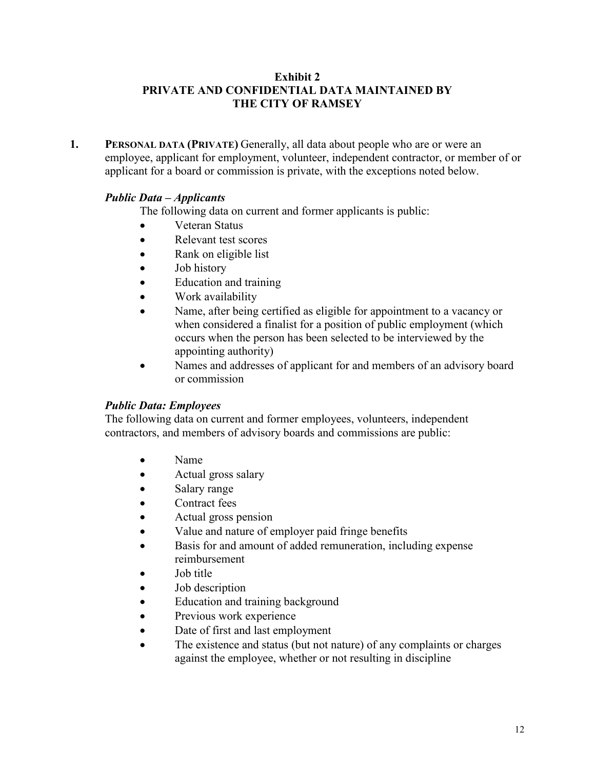# Exhibit 2
# PRIVATE AND CONFIDENTIAL DATA MAINTAINED BY THE CITY OF RAMSEY

**1. PERSONAL DATA (PRIVATE)** Generally, all data about people who are or were an employee, applicant for employment, volunteer, independent contractor, or member of or applicant for a board or commission is private, with the exceptions noted below.

***Public Data – Applicants***

The following data on current and former applicants is public:

- Veteran Status
- Relevant test scores
- Rank on eligible list
- Job history
- Education and training
- Work availability
- Name, after being certified as eligible for appointment to a vacancy or when considered a finalist for a position of public employment (which occurs when the person has been selected to be interviewed by the appointing authority)
- Names and addresses of applicant for and members of an advisory board or commission

***Public Data: Employees***

The following data on current and former employees, volunteers, independent contractors, and members of advisory boards and commissions are public:

- Name
- Actual gross salary
- Salary range
- Contract fees
- Actual gross pension
- Value and nature of employer paid fringe benefits
- Basis for and amount of added remuneration, including expense reimbursement
- Job title
- Job description
- Education and training background
- Previous work experience
- Date of first and last employment
- The existence and status (but not nature) of any complaints or charges against the employee, whether or not resulting in discipline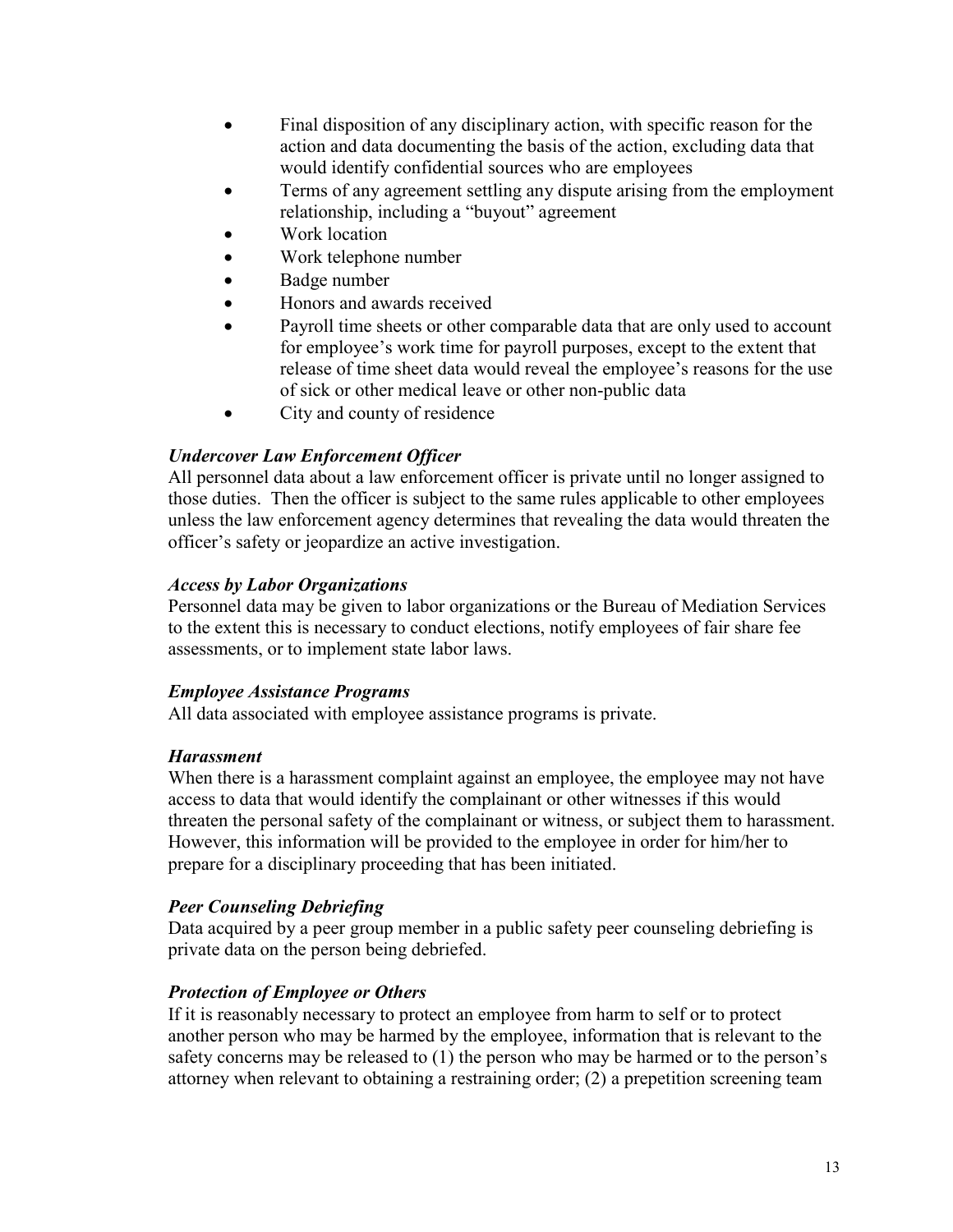- Final disposition of any disciplinary action, with specific reason for the action and data documenting the basis of the action, excluding data that would identify confidential sources who are employees
- Terms of any agreement settling any dispute arising from the employment relationship, including a "buyout" agreement
- Work location
- Work telephone number
- Badge number
- Honors and awards received
- Payroll time sheets or other comparable data that are only used to account for employee's work time for payroll purposes, except to the extent that release of time sheet data would reveal the employee's reasons for the use of sick or other medical leave or other non-public data
- City and county of residence

***Undercover Law Enforcement Officer***
All personnel data about a law enforcement officer is private until no longer assigned to those duties. Then the officer is subject to the same rules applicable to other employees unless the law enforcement agency determines that revealing the data would threaten the officer's safety or jeopardize an active investigation.

***Access by Labor Organizations***
Personnel data may be given to labor organizations or the Bureau of Mediation Services to the extent this is necessary to conduct elections, notify employees of fair share fee assessments, or to implement state labor laws.

***Employee Assistance Programs***
All data associated with employee assistance programs is private.

***Harassment***
When there is a harassment complaint against an employee, the employee may not have access to data that would identify the complainant or other witnesses if this would threaten the personal safety of the complainant or witness, or subject them to harassment. However, this information will be provided to the employee in order for him/her to prepare for a disciplinary proceeding that has been initiated.

***Peer Counseling Debriefing***
Data acquired by a peer group member in a public safety peer counseling debriefing is private data on the person being debriefed.

***Protection of Employee or Others***
If it is reasonably necessary to protect an employee from harm to self or to protect another person who may be harmed by the employee, information that is relevant to the safety concerns may be released to (1) the person who may be harmed or to the person's attorney when relevant to obtaining a restraining order; (2) a prepetition screening team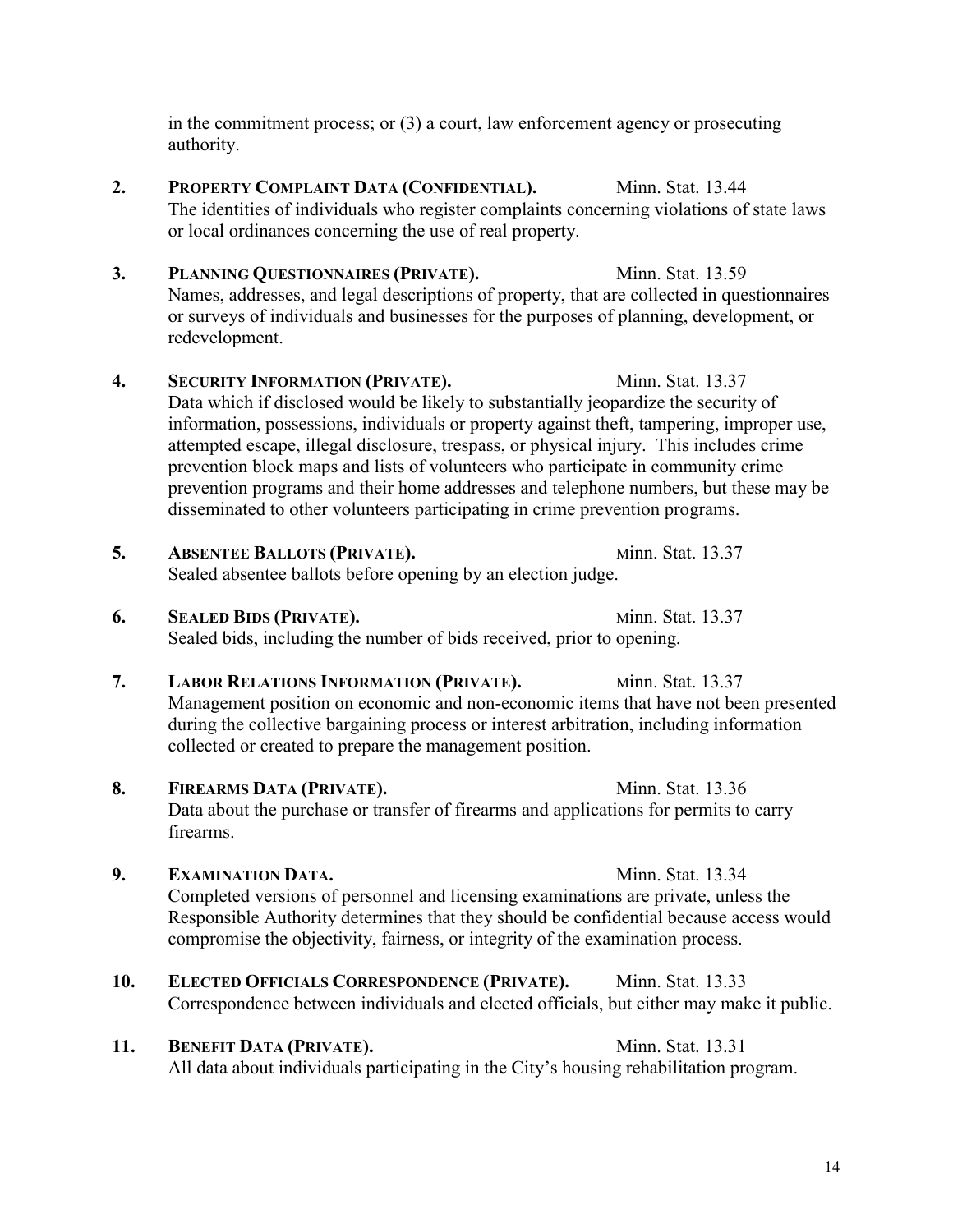in the commitment process; or (3) a court, law enforcement agency or prosecuting authority.

2. **PROPERTY COMPLAINT DATA (CONFIDENTIAL).** Minn. Stat. 13.44
   The identities of individuals who register complaints concerning violations of state laws or local ordinances concerning the use of real property.

3. **PLANNING QUESTIONNAIRES (PRIVATE).** Minn. Stat. 13.59
   Names, addresses, and legal descriptions of property, that are collected in questionnaires or surveys of individuals and businesses for the purposes of planning, development, or redevelopment.

4. **SECURITY INFORMATION (PRIVATE).** Minn. Stat. 13.37
   Data which if disclosed would be likely to substantially jeopardize the security of information, possessions, individuals or property against theft, tampering, improper use, attempted escape, illegal disclosure, trespass, or physical injury. This includes crime prevention block maps and lists of volunteers who participate in community crime prevention programs and their home addresses and telephone numbers, but these may be disseminated to other volunteers participating in crime prevention programs.

5. **ABSENTEE BALLOTS (PRIVATE).** Minn. Stat. 13.37
   Sealed absentee ballots before opening by an election judge.

6. **SEALED BIDS (PRIVATE).** Minn. Stat. 13.37
   Sealed bids, including the number of bids received, prior to opening.

7. **LABOR RELATIONS INFORMATION (PRIVATE).** Minn. Stat. 13.37
   Management position on economic and non-economic items that have not been presented during the collective bargaining process or interest arbitration, including information collected or created to prepare the management position.

8. **FIREARMS DATA (PRIVATE).** Minn. Stat. 13.36
   Data about the purchase or transfer of firearms and applications for permits to carry firearms.

9. **EXAMINATION DATA.** Minn. Stat. 13.34
   Completed versions of personnel and licensing examinations are private, unless the Responsible Authority determines that they should be confidential because access would compromise the objectivity, fairness, or integrity of the examination process.

10. **ELECTED OFFICIALS CORRESPONDENCE (PRIVATE).** Minn. Stat. 13.33
    Correspondence between individuals and elected officials, but either may make it public.

11. **BENEFIT DATA (PRIVATE).** Minn. Stat. 13.31
    All data about individuals participating in the City's housing rehabilitation program.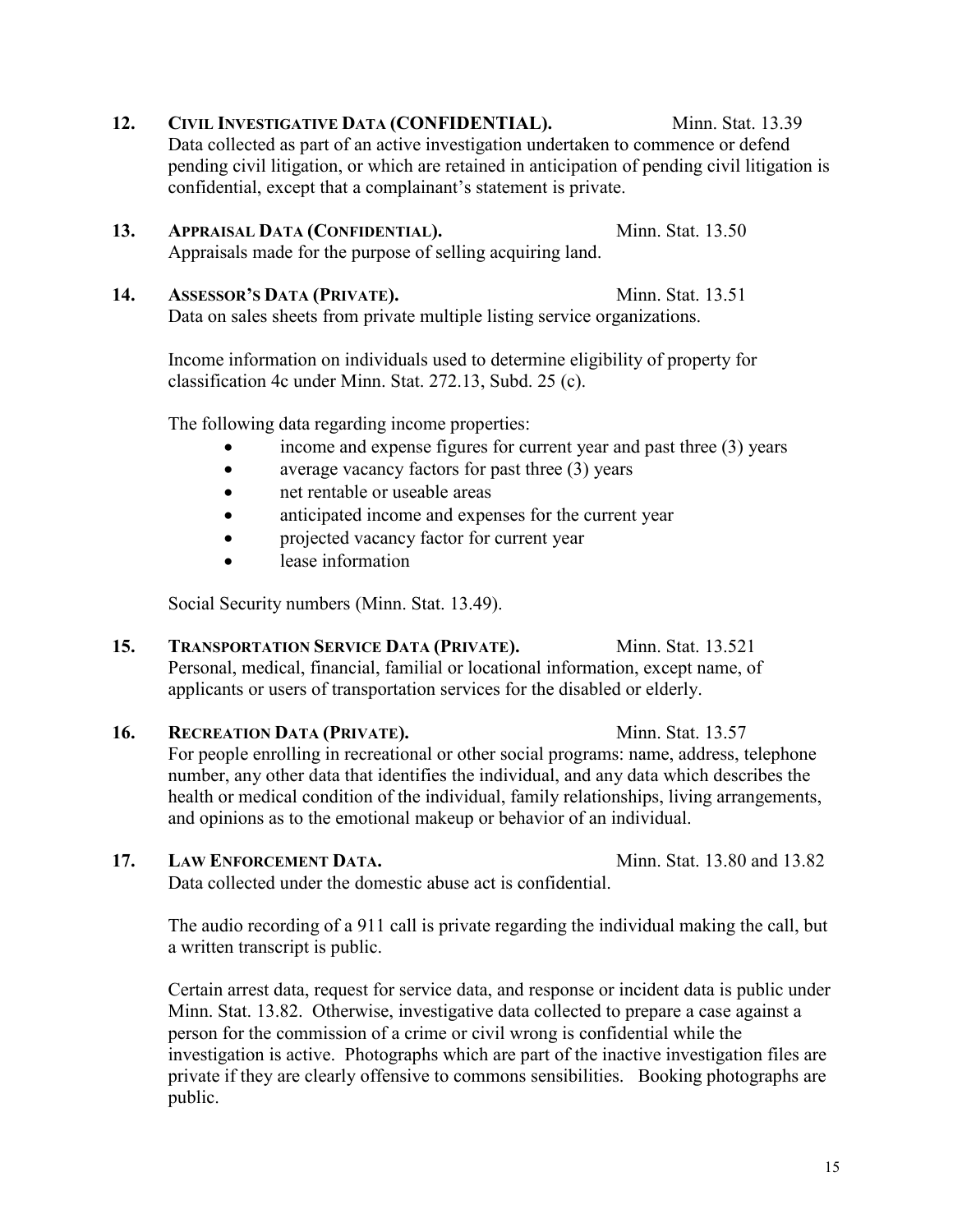**12. CIVIL INVESTIGATIVE DATA (CONFIDENTIAL).** Minn. Stat. 13.39

Data collected as part of an active investigation undertaken to commence or defend pending civil litigation, or which are retained in anticipation of pending civil litigation is confidential, except that a complainant's statement is private.

**13. APPRAISAL DATA (CONFIDENTIAL).** Minn. Stat. 13.50

Appraisals made for the purpose of selling acquiring land.

**14. ASSESSOR'S DATA (PRIVATE).** Minn. Stat. 13.51

Data on sales sheets from private multiple listing service organizations.

Income information on individuals used to determine eligibility of property for classification 4c under Minn. Stat. 272.13, Subd. 25 (c).

The following data regarding income properties:

- income and expense figures for current year and past three (3) years
- average vacancy factors for past three (3) years
- net rentable or useable areas
- anticipated income and expenses for the current year
- projected vacancy factor for current year
- lease information

Social Security numbers (Minn. Stat. 13.49).

**15. TRANSPORTATION SERVICE DATA (PRIVATE).** Minn. Stat. 13.521

Personal, medical, financial, familial or locational information, except name, of applicants or users of transportation services for the disabled or elderly.

**16. RECREATION DATA (PRIVATE).** Minn. Stat. 13.57

For people enrolling in recreational or other social programs: name, address, telephone number, any other data that identifies the individual, and any data which describes the health or medical condition of the individual, family relationships, living arrangements, and opinions as to the emotional makeup or behavior of an individual.

**17. LAW ENFORCEMENT DATA.** Minn. Stat. 13.80 and 13.82

Data collected under the domestic abuse act is confidential.

The audio recording of a 911 call is private regarding the individual making the call, but a written transcript is public.

Certain arrest data, request for service data, and response or incident data is public under Minn. Stat. 13.82. Otherwise, investigative data collected to prepare a case against a person for the commission of a crime or civil wrong is confidential while the investigation is active. Photographs which are part of the inactive investigation files are private if they are clearly offensive to commons sensibilities. Booking photographs are public.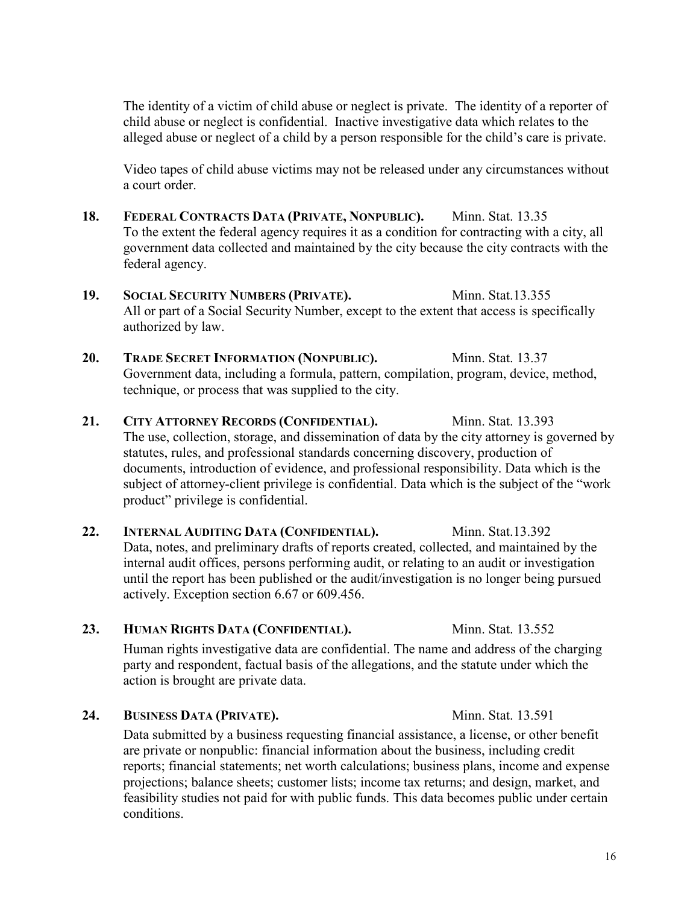The identity of a victim of child abuse or neglect is private. The identity of a reporter of child abuse or neglect is confidential. Inactive investigative data which relates to the alleged abuse or neglect of a child by a person responsible for the child's care is private.

Video tapes of child abuse victims may not be released under any circumstances without a court order.

**18. FEDERAL CONTRACTS DATA (PRIVATE, NONPUBLIC).** Minn. Stat. 13.35
To the extent the federal agency requires it as a condition for contracting with a city, all government data collected and maintained by the city because the city contracts with the federal agency.

**19. SOCIAL SECURITY NUMBERS (PRIVATE).** Minn. Stat.13.355
All or part of a Social Security Number, except to the extent that access is specifically authorized by law.

**20. TRADE SECRET INFORMATION (NONPUBLIC).** Minn. Stat. 13.37
Government data, including a formula, pattern, compilation, program, device, method, technique, or process that was supplied to the city.

**21. CITY ATTORNEY RECORDS (CONFIDENTIAL).** Minn. Stat. 13.393
The use, collection, storage, and dissemination of data by the city attorney is governed by statutes, rules, and professional standards concerning discovery, production of documents, introduction of evidence, and professional responsibility. Data which is the subject of attorney-client privilege is confidential. Data which is the subject of the "work product" privilege is confidential.

**22. INTERNAL AUDITING DATA (CONFIDENTIAL).** Minn. Stat.13.392
Data, notes, and preliminary drafts of reports created, collected, and maintained by the internal audit offices, persons performing audit, or relating to an audit or investigation until the report has been published or the audit/investigation is no longer being pursued actively. Exception section 6.67 or 609.456.

**23. HUMAN RIGHTS DATA (CONFIDENTIAL).** Minn. Stat. 13.552

Human rights investigative data are confidential. The name and address of the charging party and respondent, factual basis of the allegations, and the statute under which the action is brought are private data.

**24. BUSINESS DATA (PRIVATE).** Minn. Stat. 13.591

Data submitted by a business requesting financial assistance, a license, or other benefit are private or nonpublic: financial information about the business, including credit reports; financial statements; net worth calculations; business plans, income and expense projections; balance sheets; customer lists; income tax returns; and design, market, and feasibility studies not paid for with public funds. This data becomes public under certain conditions.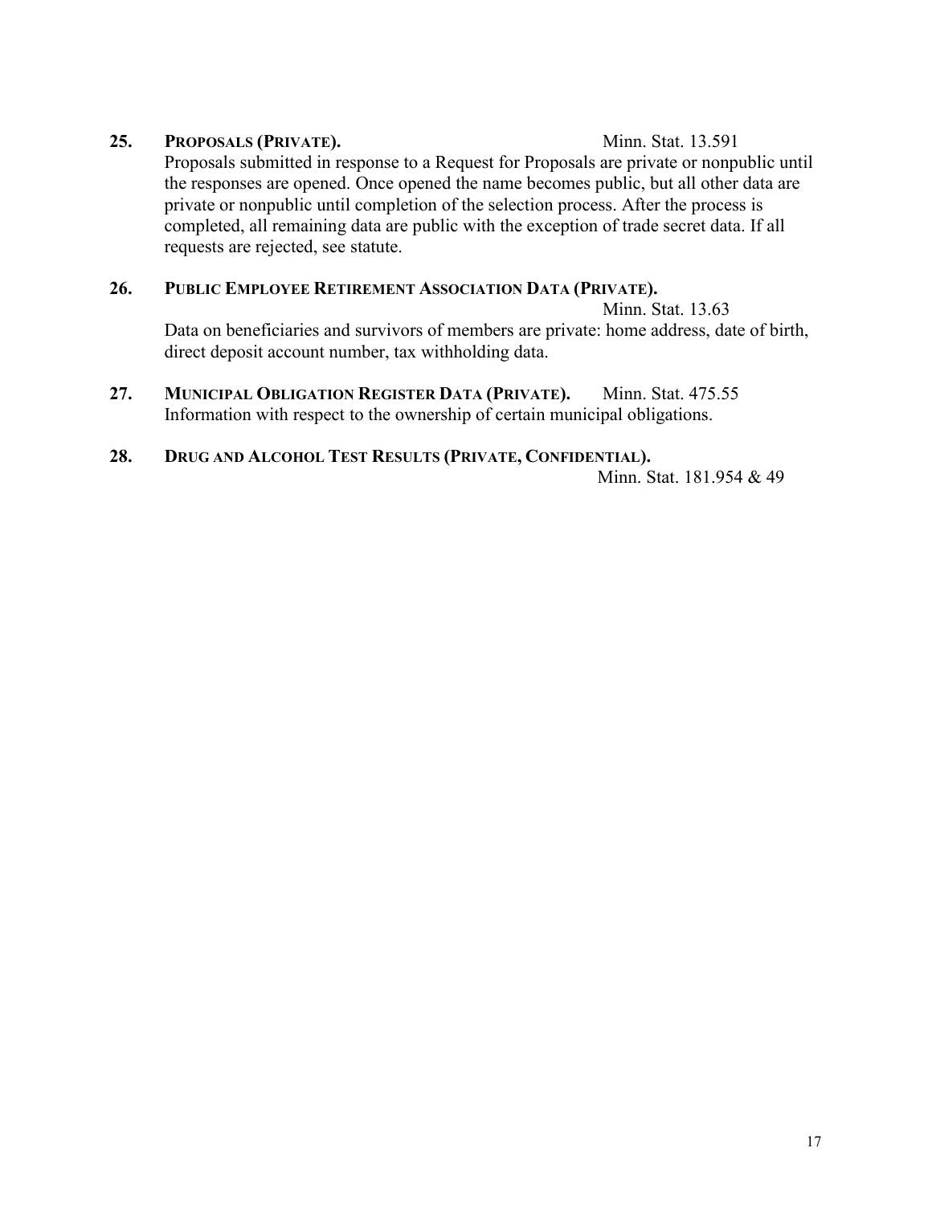**25. PROPOSALS (PRIVATE).** Minn. Stat. 13.591

Proposals submitted in response to a Request for Proposals are private or nonpublic until the responses are opened. Once opened the name becomes public, but all other data are private or nonpublic until completion of the selection process. After the process is completed, all remaining data are public with the exception of trade secret data. If all requests are rejected, see statute.

**26. PUBLIC EMPLOYEE RETIREMENT ASSOCIATION DATA (PRIVATE).** Minn. Stat. 13.63

Data on beneficiaries and survivors of members are private: home address, date of birth, direct deposit account number, tax withholding data.

**27. MUNICIPAL OBLIGATION REGISTER DATA (PRIVATE).** Minn. Stat. 475.55

Information with respect to the ownership of certain municipal obligations.

**28. DRUG AND ALCOHOL TEST RESULTS (PRIVATE, CONFIDENTIAL).** Minn. Stat. 181.954 & 49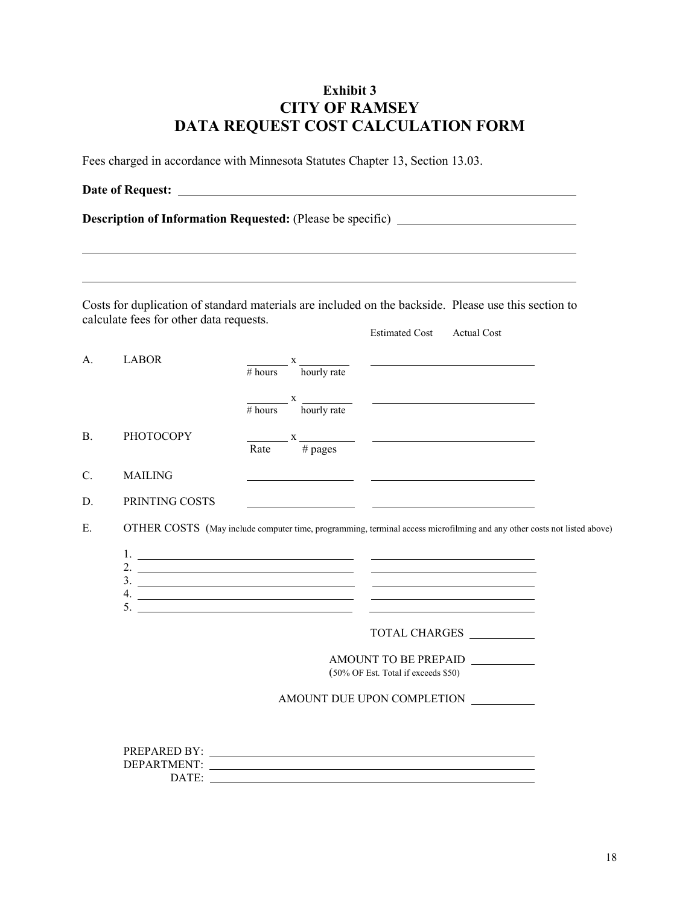**Exhibit 3**

# CITY OF RAMSEY
## DATA REQUEST COST CALCULATION FORM

Fees charged in accordance with Minnesota Statutes Chapter 13, Section 13.03.

**Date of Request:** ____________________________________________

**Description of Information Requested:** (Please be specific) ____________________________

____________________________________________________________________

____________________________________________________________________

Costs for duplication of standard materials are included on the backside. Please use this section to calculate fees for other data requests.

| | | | Estimated Cost | Actual Cost |
|---|---|---|---|---|
| A. | LABOR | ______ x ______ (# hours x hourly rate) | | |
| | | ______ x ______ (# hours x hourly rate) | | |
| B. | PHOTOCOPY | ______ x ______ (Rate x # pages) | | |
| C. | MAILING | ______ | | |
| D. | PRINTING COSTS | ______ | | |

E. OTHER COSTS (May include computer time, programming, terminal access microfilming and any other costs not listed above)

1. ____________________ ____________________
2. ____________________ ____________________
3. ____________________ ____________________
4. ____________________ ____________________
5. ____________________ ____________________

TOTAL CHARGES ________

AMOUNT TO BE PREPAID ________
(50% OF Est. Total if exceeds $50)

AMOUNT DUE UPON COMPLETION ________

PREPARED BY: ____________________________________

DEPARTMENT: ____________________________________

DATE: ____________________________________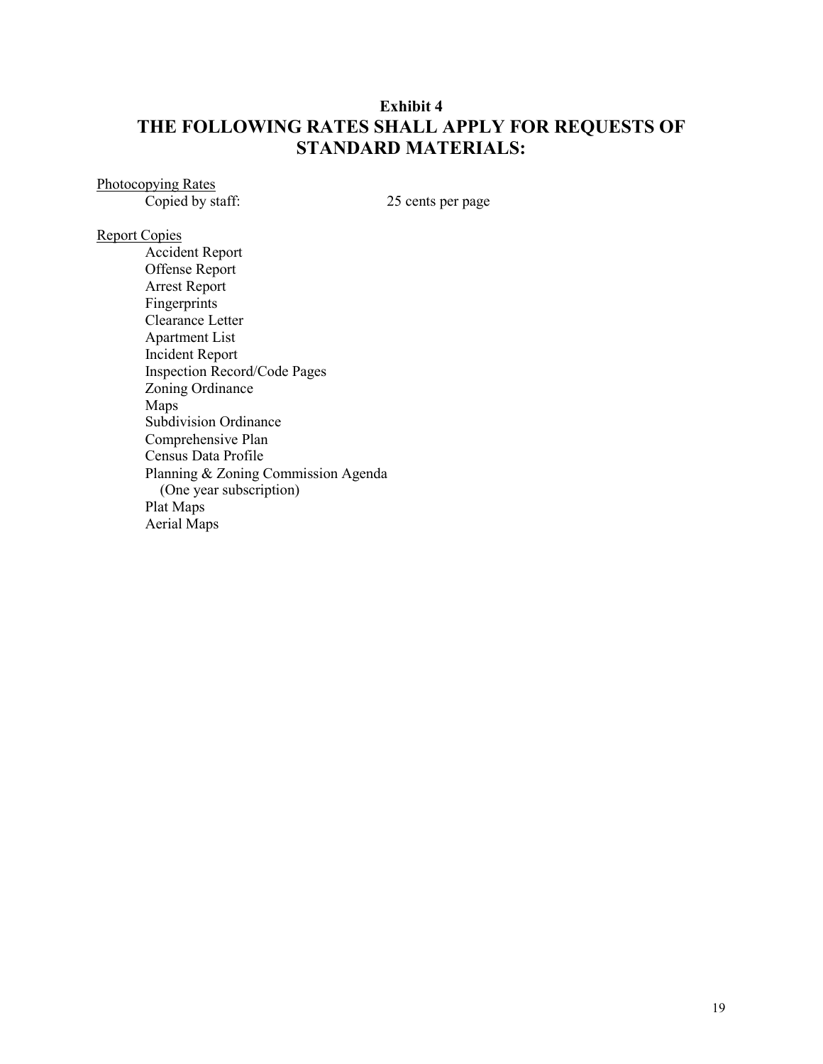**Exhibit 4**

## THE FOLLOWING RATES SHALL APPLY FOR REQUESTS OF STANDARD MATERIALS:

Photocopying Rates

Copied by staff: 25 cents per page

Report Copies

- Accident Report
- Offense Report
- Arrest Report
- Fingerprints
- Clearance Letter
- Apartment List
- Incident Report
- Inspection Record/Code Pages
- Zoning Ordinance
- Maps
- Subdivision Ordinance
- Comprehensive Plan
- Census Data Profile
- Planning & Zoning Commission Agenda (One year subscription)
- Plat Maps
- Aerial Maps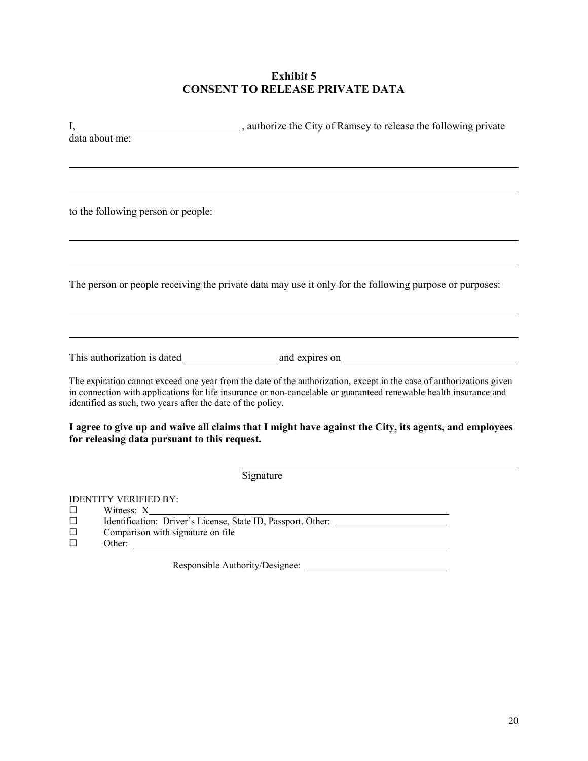## Exhibit 5
## CONSENT TO RELEASE PRIVATE DATA

I, ______________________________, authorize the City of Ramsey to release the following private data about me:

______________________________________________________________________________

______________________________________________________________________________

to the following person or people:

______________________________________________________________________________

______________________________________________________________________________

The person or people receiving the private data may use it only for the following purpose or purposes:

______________________________________________________________________________

______________________________________________________________________________

This authorization is dated __________________ and expires on __________________________________

The expiration cannot exceed one year from the date of the authorization, except in the case of authorizations given in connection with applications for life insurance or non-cancelable or guaranteed renewable health insurance and identified as such, two years after the date of the policy.

**I agree to give up and waive all claims that I might have against the City, its agents, and employees for releasing data pursuant to this request.**

______________________________________________

Signature

IDENTITY VERIFIED BY:

- ☐ Witness: X______________________________________________
- ☐ Identification: Driver's License, State ID, Passport, Other: ______________________
- ☐ Comparison with signature on file
- ☐ Other: ______________________________________________

Responsible Authority/Designee: ______________________________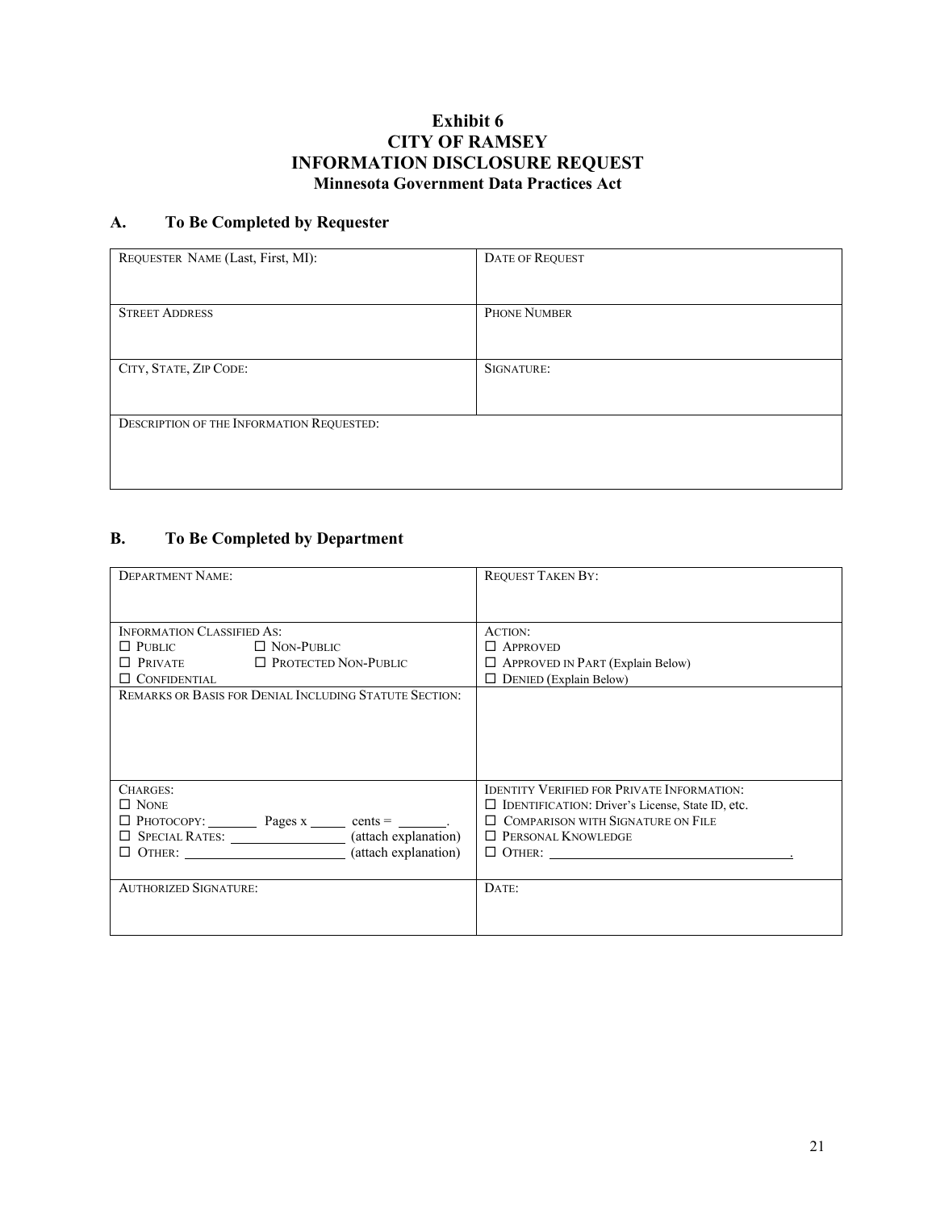**Exhibit 6**
**CITY OF RAMSEY**
**INFORMATION DISCLOSURE REQUEST**
**Minnesota Government Data Practices Act**

## A. To Be Completed by Requester

| REQUESTER NAME (Last, First, MI): | DATE OF REQUEST |
|---|---|
| STREET ADDRESS | PHONE NUMBER |
| CITY, STATE, ZIP CODE: | SIGNATURE: |
| DESCRIPTION OF THE INFORMATION REQUESTED: | |

## B. To Be Completed by Department

| DEPARTMENT NAME: | REQUEST TAKEN BY: |
|---|---|
| INFORMATION CLASSIFIED AS:<br>☐ PUBLIC ☐ NON-PUBLIC<br>☐ PRIVATE ☐ PROTECTED NON-PUBLIC<br>☐ CONFIDENTIAL | ACTION:<br>☐ APPROVED<br>☐ APPROVED IN PART (Explain Below)<br>☐ DENIED (Explain Below) |
| REMARKS OR BASIS FOR DENIAL INCLUDING STATUTE SECTION: | |
| CHARGES:<br>☐ NONE<br>☐ PHOTOCOPY: _______ Pages x _____ cents = _______.<br>☐ SPECIAL RATES: _______________ (attach explanation)<br>☐ OTHER: _______________ (attach explanation) | IDENTITY VERIFIED FOR PRIVATE INFORMATION:<br>☐ IDENTIFICATION: Driver's License, State ID, etc.<br>☐ COMPARISON WITH SIGNATURE ON FILE<br>☐ PERSONAL KNOWLEDGE<br>☐ OTHER: _______________. |
| AUTHORIZED SIGNATURE: | DATE: |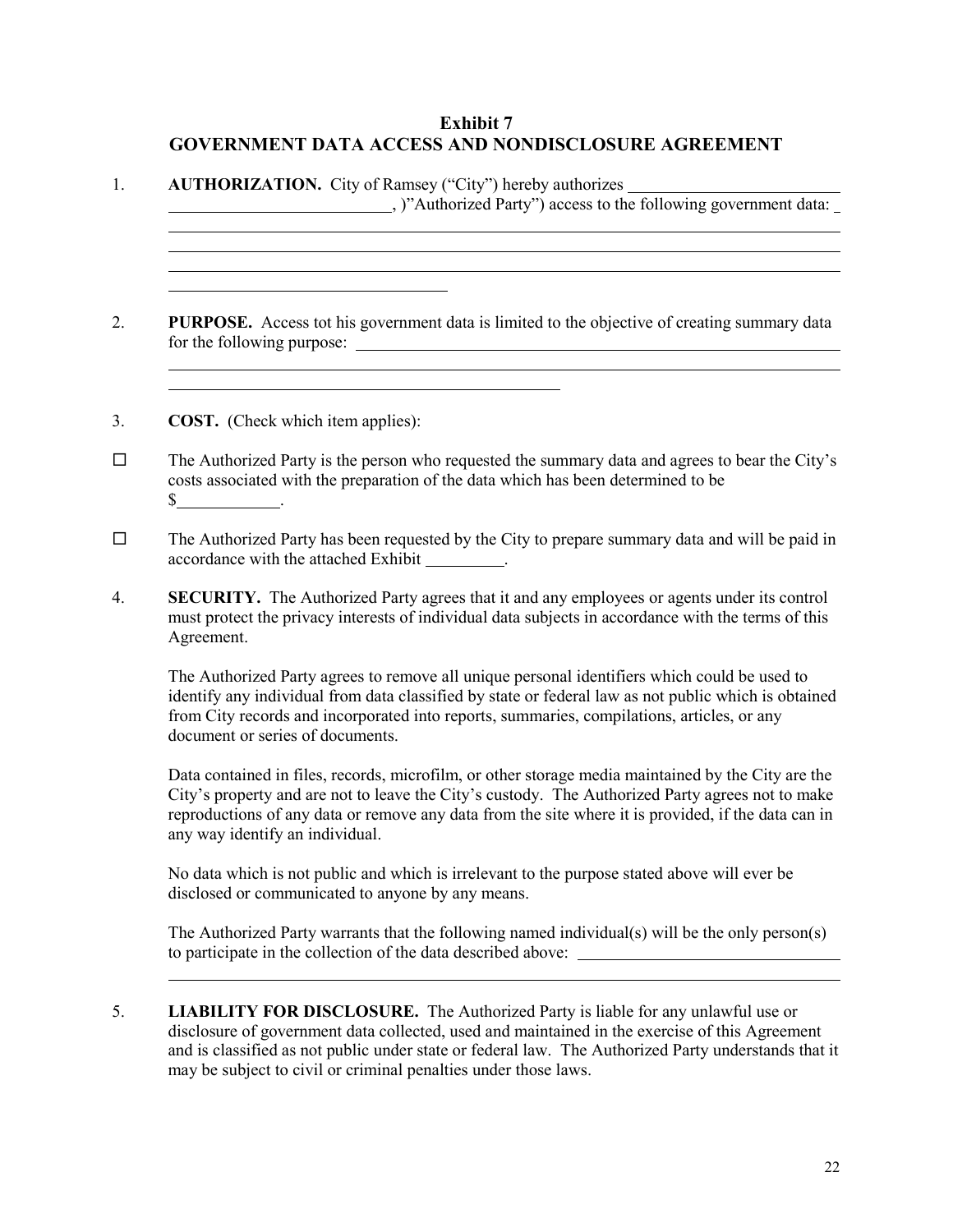## Exhibit 7
## GOVERNMENT DATA ACCESS AND NONDISCLOSURE AGREEMENT

1. **AUTHORIZATION.** City of Ramsey ("City") hereby authorizes \_\_\_\_\_\_\_\_\_\_\_\_\_\_\_\_\_\_\_\_\_\_\_\_\_ \_\_\_\_\_\_\_\_\_\_\_\_\_\_\_\_\_\_\_\_\_\_\_\_\_\_, )"Authorized Party") access to the following government data: \_
\_\_\_\_\_\_\_\_\_\_\_\_\_\_\_\_\_\_\_\_\_\_\_\_\_\_\_\_\_\_\_\_\_\_\_\_\_\_\_\_\_\_\_\_\_\_\_\_\_\_\_\_\_\_\_\_\_\_\_\_\_\_\_\_\_\_\_\_\_\_\_\_\_\_\_\_\_\_
\_\_\_\_\_\_\_\_\_\_\_\_\_\_\_\_\_\_\_\_\_\_\_\_\_\_\_\_\_\_\_\_\_\_\_\_\_\_\_\_\_\_\_\_\_\_\_\_\_\_\_\_\_\_\_\_\_\_\_\_\_\_\_\_\_\_\_\_\_\_\_\_\_\_\_\_\_\_
\_\_\_\_\_\_\_\_\_\_\_\_\_\_\_\_\_\_\_\_\_\_\_\_\_\_\_\_\_\_\_\_\_\_\_\_\_\_\_\_\_\_\_\_\_\_\_\_\_\_\_\_\_\_\_\_\_\_\_\_\_\_\_\_\_\_\_\_\_\_\_\_\_\_\_\_\_\_
\_\_\_\_\_\_\_\_\_\_\_\_\_\_\_\_\_\_\_\_\_\_\_\_\_\_\_\_\_\_\_\_\_\_

2. **PURPOSE.** Access tot his government data is limited to the objective of creating summary data for the following purpose: \_\_\_\_\_\_\_\_\_\_\_\_\_\_\_\_\_\_\_\_\_\_\_\_\_\_\_\_\_\_\_\_\_\_\_\_\_\_\_\_\_\_\_\_\_\_\_\_\_\_
\_\_\_\_\_\_\_\_\_\_\_\_\_\_\_\_\_\_\_\_\_\_\_\_\_\_\_\_\_\_\_\_\_\_\_\_\_\_\_\_\_\_\_\_\_\_\_\_\_\_\_\_\_\_\_\_\_\_\_\_\_\_\_\_\_\_\_\_\_\_\_\_\_\_\_\_\_\_
\_\_\_\_\_\_\_\_\_\_\_\_\_\_\_\_\_\_\_\_\_\_\_\_\_\_\_\_\_\_\_\_\_\_\_\_\_\_\_\_\_\_\_\_\_\_\_\_

3. **COST.** (Check which item applies):

☐ The Authorized Party is the person who requested the summary data and agrees to bear the City's costs associated with the preparation of the data which has been determined to be $\_\_\_\_\_\_\_\_\_\_\_\_.

☐ The Authorized Party has been requested by the City to prepare summary data and will be paid in accordance with the attached Exhibit \_\_\_\_\_\_\_\_\_.

4. **SECURITY.** The Authorized Party agrees that it and any employees or agents under its control must protect the privacy interests of individual data subjects in accordance with the terms of this Agreement.

   The Authorized Party agrees to remove all unique personal identifiers which could be used to identify any individual from data classified by state or federal law as not public which is obtained from City records and incorporated into reports, summaries, compilations, articles, or any document or series of documents.

   Data contained in files, records, microfilm, or other storage media maintained by the City are the City's property and are not to leave the City's custody. The Authorized Party agrees not to make reproductions of any data or remove any data from the site where it is provided, if the data can in any way identify an individual.

   No data which is not public and which is irrelevant to the purpose stated above will ever be disclosed or communicated to anyone by any means.

   The Authorized Party warrants that the following named individual(s) will be the only person(s) to participate in the collection of the data described above: \_\_\_\_\_\_\_\_\_\_\_\_\_\_\_\_\_\_\_\_\_\_\_\_\_\_\_\_\_\_\_
\_\_\_\_\_\_\_\_\_\_\_\_\_\_\_\_\_\_\_\_\_\_\_\_\_\_\_\_\_\_\_\_\_\_\_\_\_\_\_\_\_\_\_\_\_\_\_\_\_\_\_\_\_\_\_\_\_\_\_\_\_\_\_\_\_\_\_\_\_\_\_\_\_\_\_\_\_\_

5. **LIABILITY FOR DISCLOSURE.** The Authorized Party is liable for any unlawful use or disclosure of government data collected, used and maintained in the exercise of this Agreement and is classified as not public under state or federal law. The Authorized Party understands that it may be subject to civil or criminal penalties under those laws.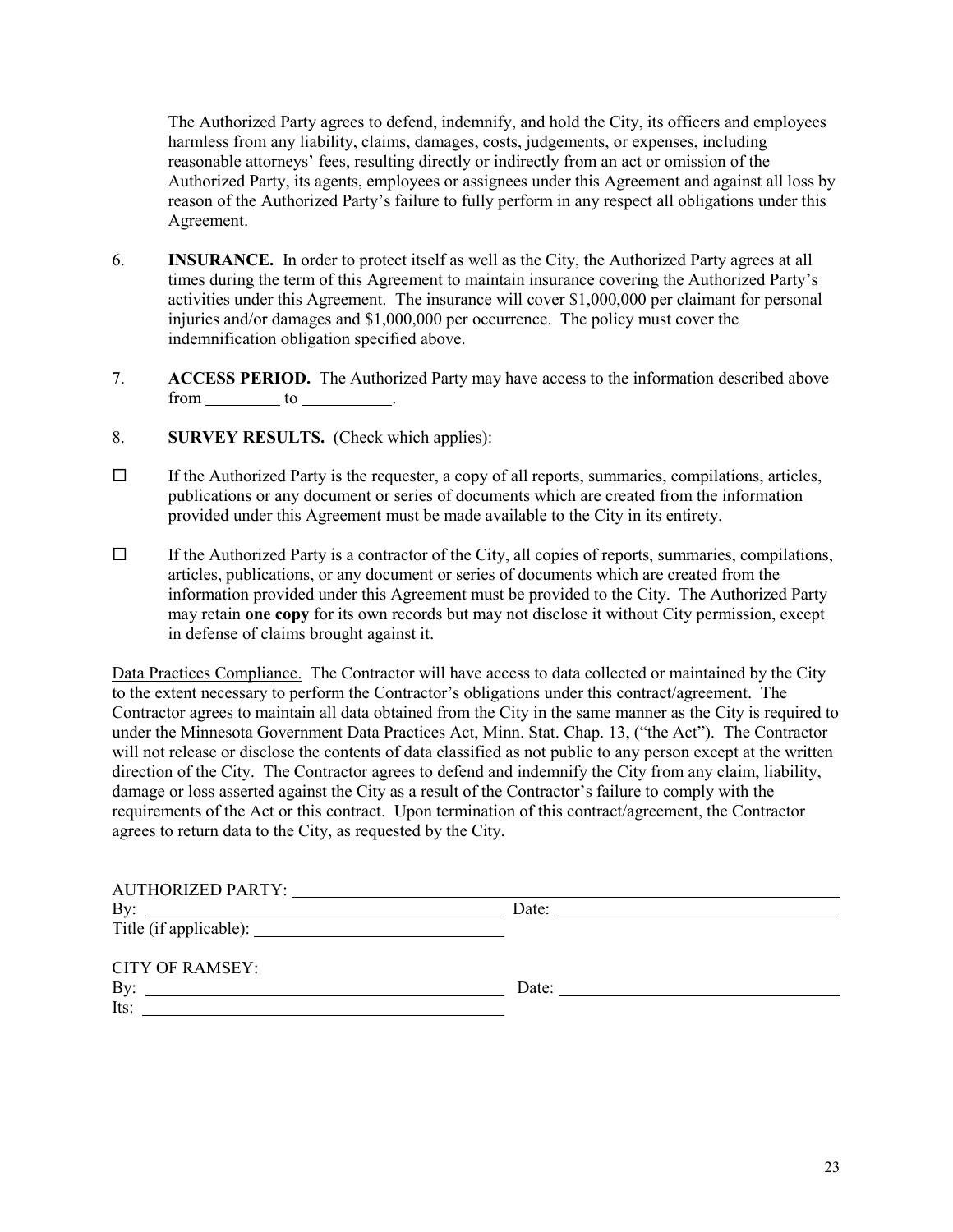The Authorized Party agrees to defend, indemnify, and hold the City, its officers and employees harmless from any liability, claims, damages, costs, judgements, or expenses, including reasonable attorneys' fees, resulting directly or indirectly from an act or omission of the Authorized Party, its agents, employees or assignees under this Agreement and against all loss by reason of the Authorized Party's failure to fully perform in any respect all obligations under this Agreement.

6. **INSURANCE.** In order to protect itself as well as the City, the Authorized Party agrees at all times during the term of this Agreement to maintain insurance covering the Authorized Party's activities under this Agreement. The insurance will cover $1,000,000 per claimant for personal injuries and/or damages and $1,000,000 per occurrence. The policy must cover the indemnification obligation specified above.

7. **ACCESS PERIOD.** The Authorized Party may have access to the information described above from _________ to ___________.

8. **SURVEY RESULTS.** (Check which applies):

☐ If the Authorized Party is the requester, a copy of all reports, summaries, compilations, articles, publications or any document or series of documents which are created from the information provided under this Agreement must be made available to the City in its entirety.

☐ If the Authorized Party is a contractor of the City, all copies of reports, summaries, compilations, articles, publications, or any document or series of documents which are created from the information provided under this Agreement must be provided to the City. The Authorized Party may retain **one copy** for its own records but may not disclose it without City permission, except in defense of claims brought against it.

Data Practices Compliance. The Contractor will have access to data collected or maintained by the City to the extent necessary to perform the Contractor's obligations under this contract/agreement. The Contractor agrees to maintain all data obtained from the City in the same manner as the City is required to under the Minnesota Government Data Practices Act, Minn. Stat. Chap. 13, ("the Act"). The Contractor will not release or disclose the contents of data classified as not public to any person except at the written direction of the City. The Contractor agrees to defend and indemnify the City from any claim, liability, damage or loss asserted against the City as a result of the Contractor's failure to comply with the requirements of the Act or this contract. Upon termination of this contract/agreement, the Contractor agrees to return data to the City, as requested by the City.

AUTHORIZED PARTY: ______________________________________________

By: ______________________________ Date: ______________________

Title (if applicable): ______________________

CITY OF RAMSEY:

By: ______________________________ Date: ______________________

Its: ______________________________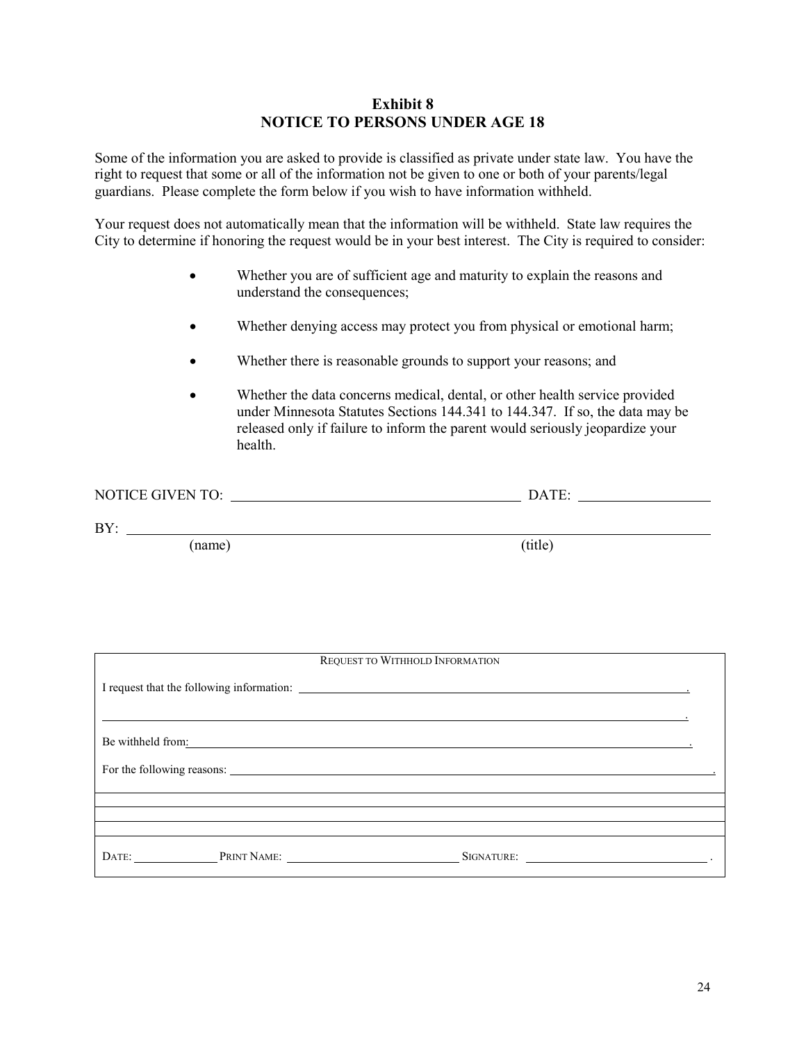# Exhibit 8
# NOTICE TO PERSONS UNDER AGE 18

Some of the information you are asked to provide is classified as private under state law. You have the right to request that some or all of the information not be given to one or both of your parents/legal guardians. Please complete the form below if you wish to have information withheld.

Your request does not automatically mean that the information will be withheld. State law requires the City to determine if honoring the request would be in your best interest. The City is required to consider:

- Whether you are of sufficient age and maturity to explain the reasons and understand the consequences;
- Whether denying access may protect you from physical or emotional harm;
- Whether there is reasonable grounds to support your reasons; and
- Whether the data concerns medical, dental, or other health service provided under Minnesota Statutes Sections 144.341 to 144.347. If so, the data may be released only if failure to inform the parent would seriously jeopardize your health.

NOTICE GIVEN TO: ______________________________ DATE: ______________

BY: ____________________________________________________________
(name) (title)

| REQUEST TO WITHHOLD INFORMATION |
|---|
| I request that the following information: ______________________________________________. |
| ______________________________________________________________________. |
| Be withheld from: ______________________________________________________. |
| For the following reasons: ________________________________________________. |
| |
| |
| |
| DATE: __________ PRINT NAME: ____________________ SIGNATURE: ____________________ . |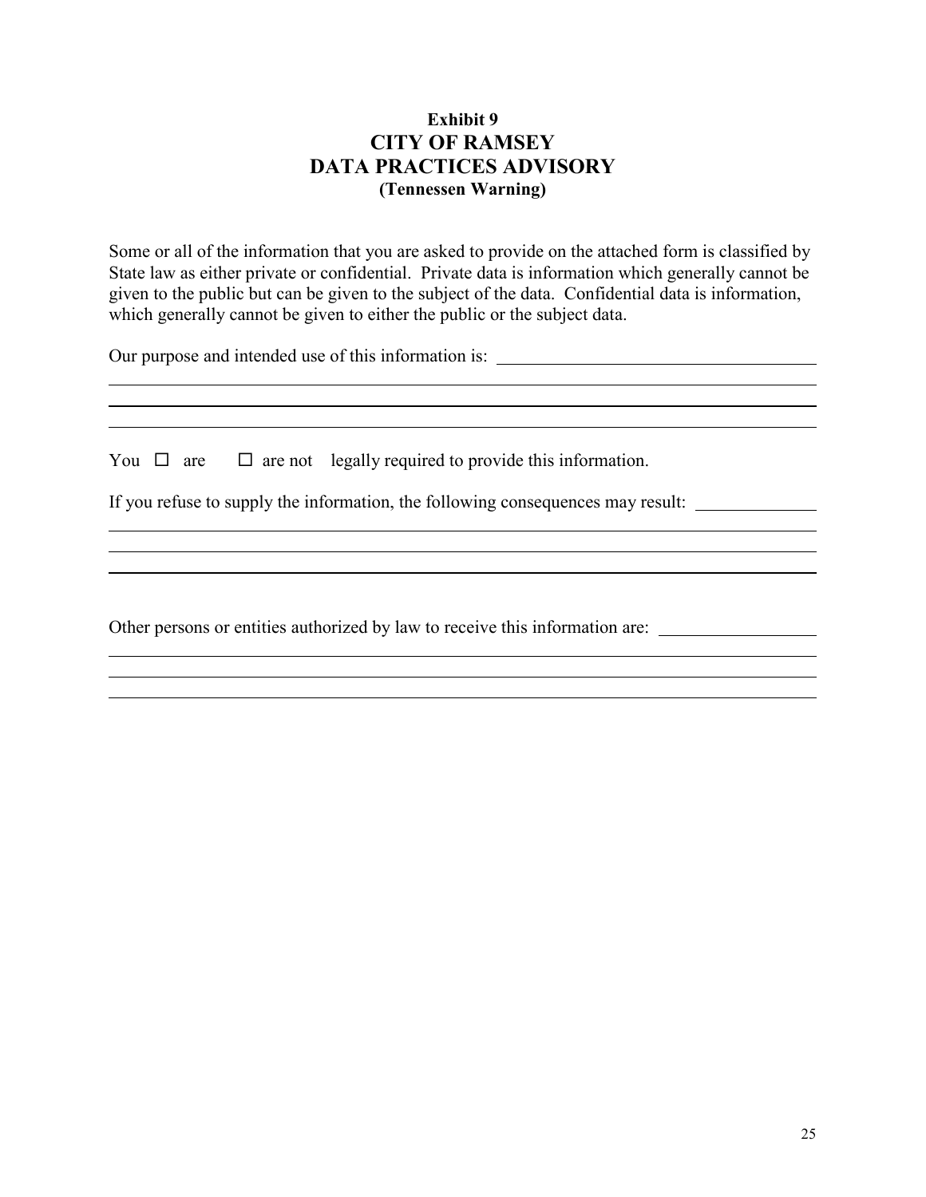**Exhibit 9**

# CITY OF RAMSEY
# DATA PRACTICES ADVISORY

**(Tennessen Warning)**

Some or all of the information that you are asked to provide on the attached form is classified by State law as either private or confidential. Private data is information which generally cannot be given to the public but can be given to the subject of the data. Confidential data is information, which generally cannot be given to either the public or the subject data.

Our purpose and intended use of this information is: ______________________________

______________________________________________________________________________

______________________________________________________________________________

______________________________________________________________________________

You ☐ are ☐ are not legally required to provide this information.

If you refuse to supply the information, the following consequences may result: ____________

______________________________________________________________________________

______________________________________________________________________________

______________________________________________________________________________

Other persons or entities authorized by law to receive this information are: ______________

______________________________________________________________________________

______________________________________________________________________________

______________________________________________________________________________